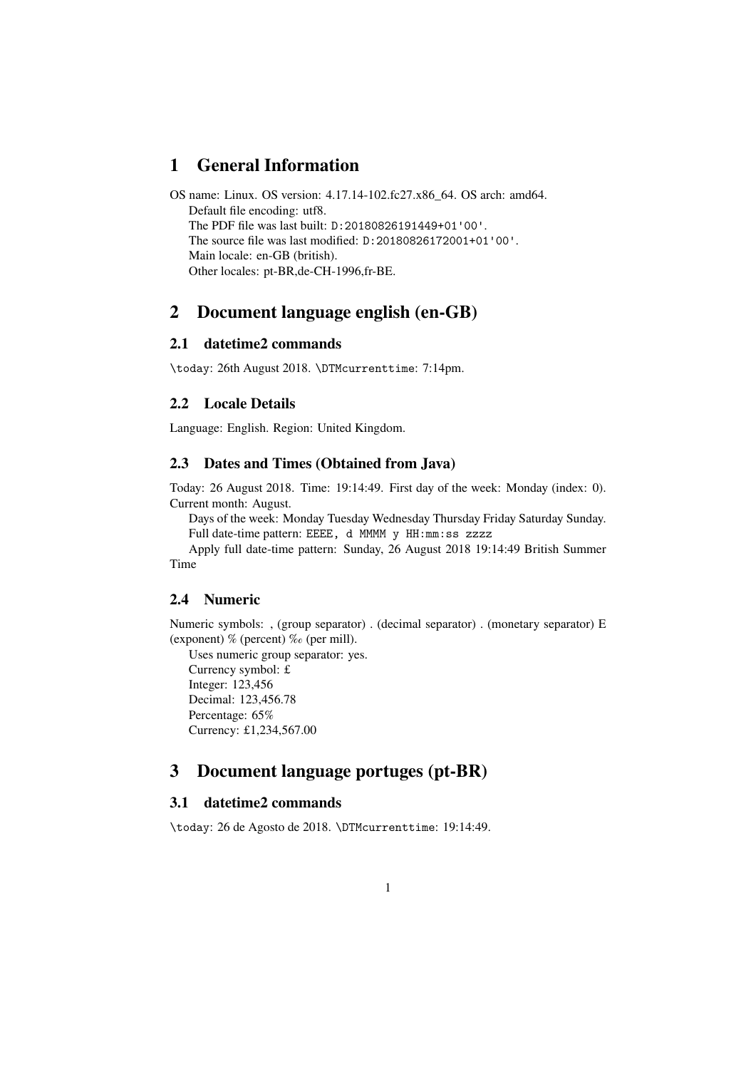# 1 General Information

OS name: Linux. OS version: 4.17.14-102.fc27.x86_64. OS arch: amd64.

Default file encoding: utf8.

The PDF file was last built: `D:20180826191449+01'00'`.

The source file was last modified: `D:20180826172001+01'00'`.

Main locale: en-GB (british).

Other locales: pt-BR,de-CH-1996,fr-BE.

# 2 Document language english (en-GB)

## 2.1 datetime2 commands

`\today`: 26th August 2018. `\DTMcurrenttime`: 7:14pm.

## 2.2 Locale Details

Language: English. Region: United Kingdom.

## 2.3 Dates and Times (Obtained from Java)

Today: 26 August 2018. Time: 19:14:49. First day of the week: Monday (index: 0). Current month: August.

Days of the week: Monday Tuesday Wednesday Thursday Friday Saturday Sunday.

Full date-time pattern: `EEEE, d MMMM y HH:mm:ss zzzz`

Apply full date-time pattern: Sunday, 26 August 2018 19:14:49 British Summer Time

## 2.4 Numeric

Numeric symbols: , (group separator) . (decimal separator) . (monetary separator) E (exponent) % (percent) ‰ (per mill).

Uses numeric group separator: yes.

Currency symbol: £

Integer: 123,456

Decimal: 123,456.78

Percentage: 65%

Currency: £1,234,567.00

# 3 Document language portuges (pt-BR)

## 3.1 datetime2 commands

`\today`: 26 de Agosto de 2018. `\DTMcurrenttime`: 19:14:49.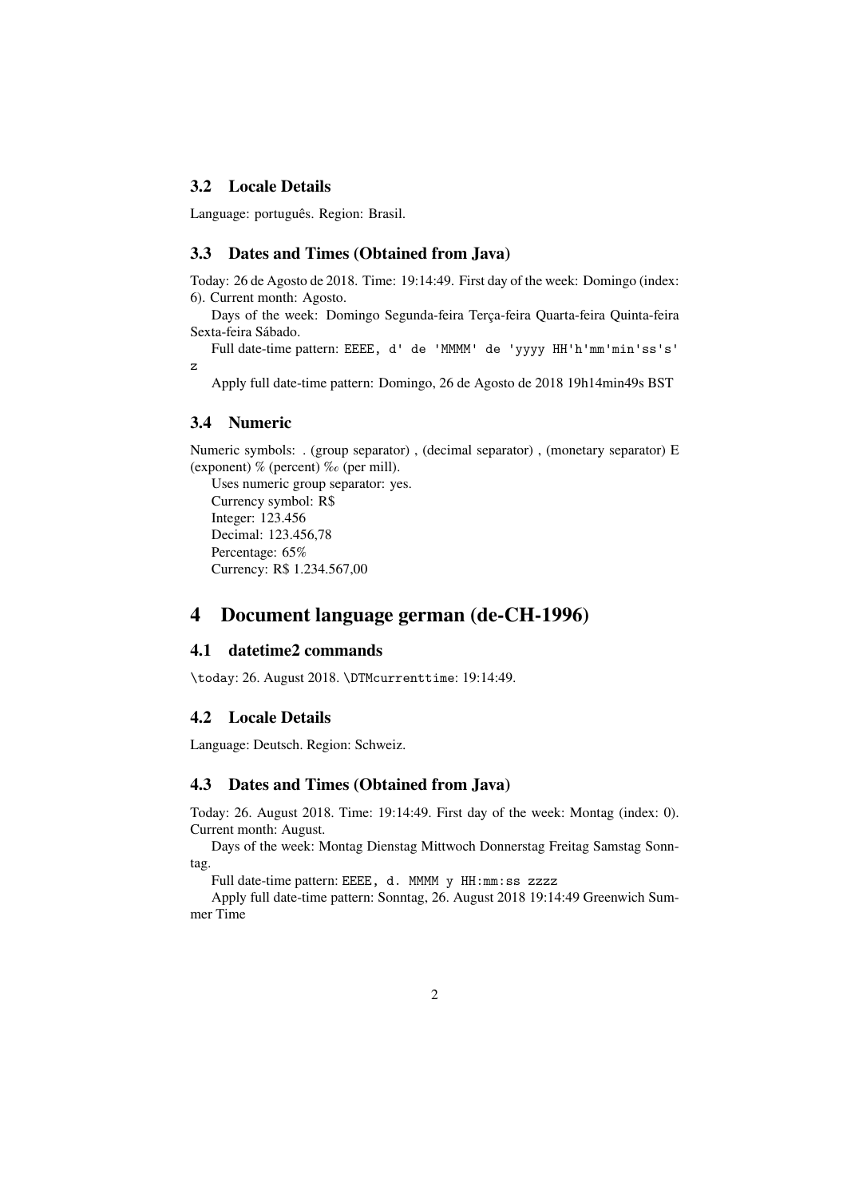### 3.2 Locale Details

Language: português. Region: Brasil.

### 3.3 Dates and Times (Obtained from Java)

Today: 26 de Agosto de 2018. Time: 19:14:49. First day of the week: Domingo (index: 6). Current month: Agosto.

Days of the week: Domingo Segunda-feira Terça-feira Quarta-feira Quinta-feira Sexta-feira Sábado.

Full date-time pattern: `EEEE, d' de 'MMMM' de 'yyyy HH'h'mm'min'ss's' z`

Apply full date-time pattern: Domingo, 26 de Agosto de 2018 19h14min49s BST

### 3.4 Numeric

Numeric symbols: . (group separator) , (decimal separator) , (monetary separator) E (exponent) % (percent) ‰ (per mill).

Uses numeric group separator: yes.

Currency symbol: R$

Integer: 123.456

Decimal: 123.456,78

Percentage: 65%

Currency: R$ 1.234.567,00

## 4 Document language german (de-CH-1996)

### 4.1 datetime2 commands

`\today`: 26. August 2018. `\DTMcurrenttime`: 19:14:49.

### 4.2 Locale Details

Language: Deutsch. Region: Schweiz.

### 4.3 Dates and Times (Obtained from Java)

Today: 26. August 2018. Time: 19:14:49. First day of the week: Montag (index: 0). Current month: August.

Days of the week: Montag Dienstag Mittwoch Donnerstag Freitag Samstag Sonntag.

Full date-time pattern: `EEEE, d. MMMM y HH:mm:ss zzzz`

Apply full date-time pattern: Sonntag, 26. August 2018 19:14:49 Greenwich Summer Time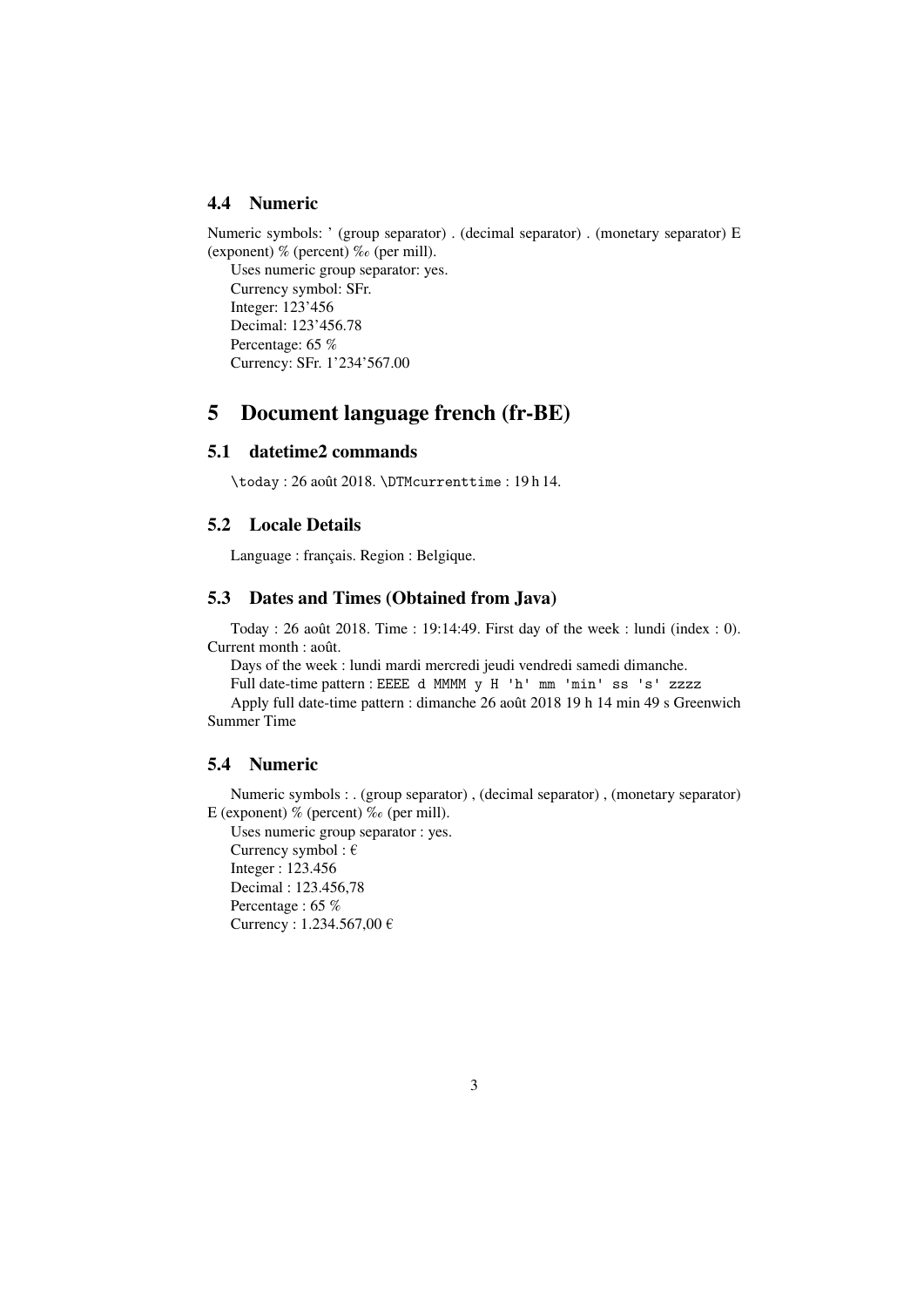### 4.4 Numeric

Numeric symbols: ’ (group separator) . (decimal separator) . (monetary separator) E (exponent) % (percent) ‰ (per mill).

Uses numeric group separator: yes.

Currency symbol: SFr.

Integer: 123’456

Decimal: 123’456.78

Percentage: 65 %

Currency: SFr. 1’234’567.00

## 5 Document language french (fr-BE)

### 5.1 datetime2 commands

`\today` : 26 août 2018. `\DTMcurrenttime` : 19 h 14.

### 5.2 Locale Details

Language : français. Region : Belgique.

### 5.3 Dates and Times (Obtained from Java)

Today : 26 août 2018. Time : 19:14:49. First day of the week : lundi (index : 0). Current month : août.

Days of the week : lundi mardi mercredi jeudi vendredi samedi dimanche.

Full date-time pattern : `EEEE d MMMM y H 'h' mm 'min' ss 's' zzzz`

Apply full date-time pattern : dimanche 26 août 2018 19 h 14 min 49 s Greenwich Summer Time

### 5.4 Numeric

Numeric symbols : . (group separator) , (decimal separator) , (monetary separator) E (exponent) % (percent) ‰ (per mill).

Uses numeric group separator : yes.

Currency symbol : €

Integer : 123.456

Decimal : 123.456,78

Percentage : 65 %

Currency : 1.234.567,00 €